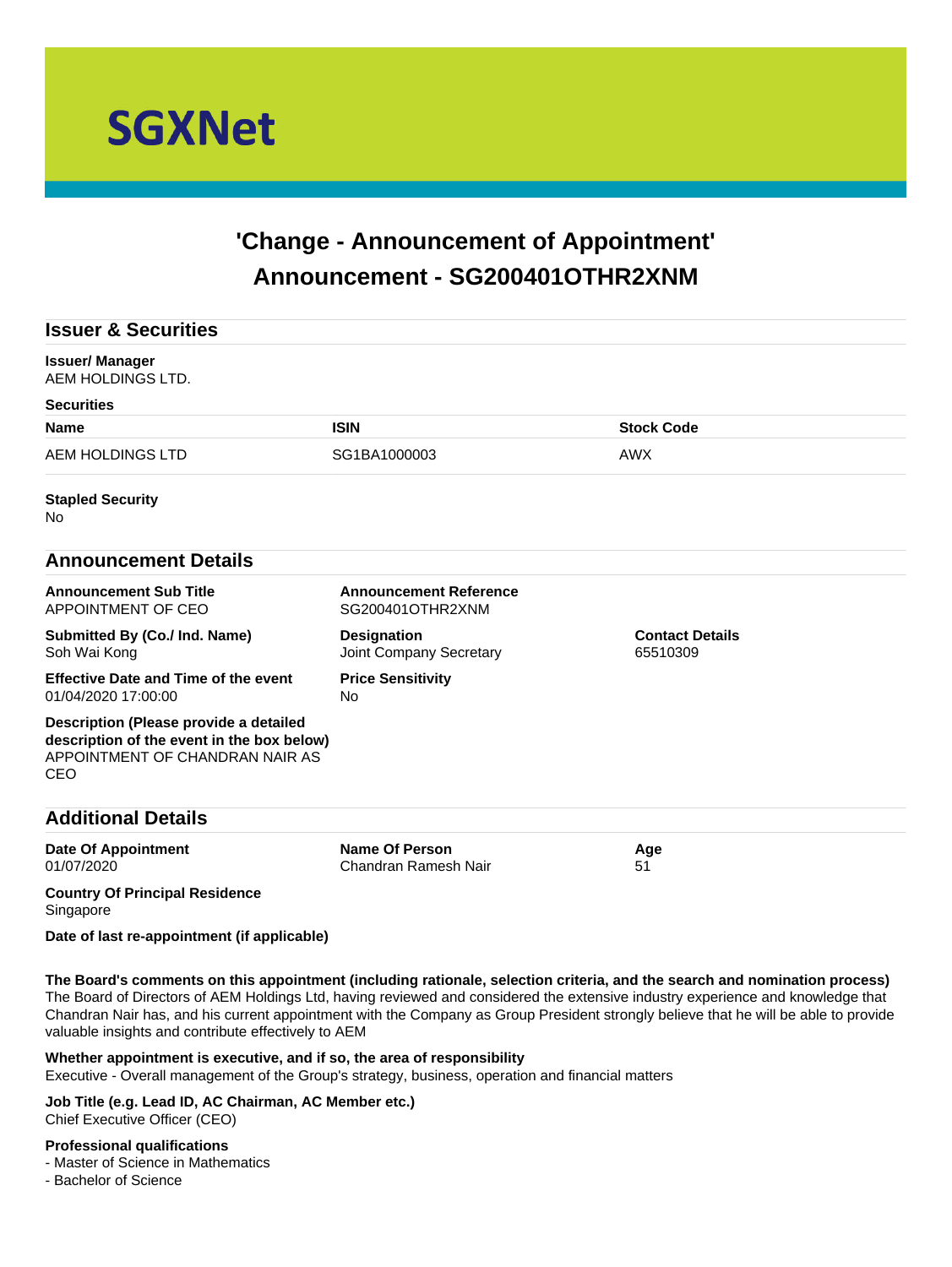# SGXNet

## 'Change - Announcement of Appointment' Announcement - SG200401OTHR2XNM

## Issuer & Securities

**Issuer/ Manager**
AEM HOLDINGS LTD.

**Securities**

| Name | ISIN | Stock Code |
| --- | --- | --- |
| AEM HOLDINGS LTD | SG1BA1000003 | AWX |

**Stapled Security**
No

## Announcement Details

**Announcement Sub Title**
APPOINTMENT OF CEO

**Announcement Reference**
SG200401OTHR2XNM

**Submitted By (Co./ Ind. Name)**
Soh Wai Kong

**Designation**
Joint Company Secretary

**Contact Details**
65510309

**Effective Date and Time of the event**
01/04/2020 17:00:00

**Price Sensitivity**
No

**Description (Please provide a detailed description of the event in the box below)**
APPOINTMENT OF CHANDRAN NAIR AS CEO

## Additional Details

**Date Of Appointment**
01/07/2020

**Name Of Person**
Chandran Ramesh Nair

**Age**
51

**Country Of Principal Residence**
Singapore

**Date of last re-appointment (if applicable)**

**The Board's comments on this appointment (including rationale, selection criteria, and the search and nomination process)**
The Board of Directors of AEM Holdings Ltd, having reviewed and considered the extensive industry experience and knowledge that Chandran Nair has, and his current appointment with the Company as Group President strongly believe that he will be able to provide valuable insights and contribute effectively to AEM

**Whether appointment is executive, and if so, the area of responsibility**
Executive - Overall management of the Group's strategy, business, operation and financial matters

**Job Title (e.g. Lead ID, AC Chairman, AC Member etc.)**
Chief Executive Officer (CEO)

**Professional qualifications**
- Master of Science in Mathematics
- Bachelor of Science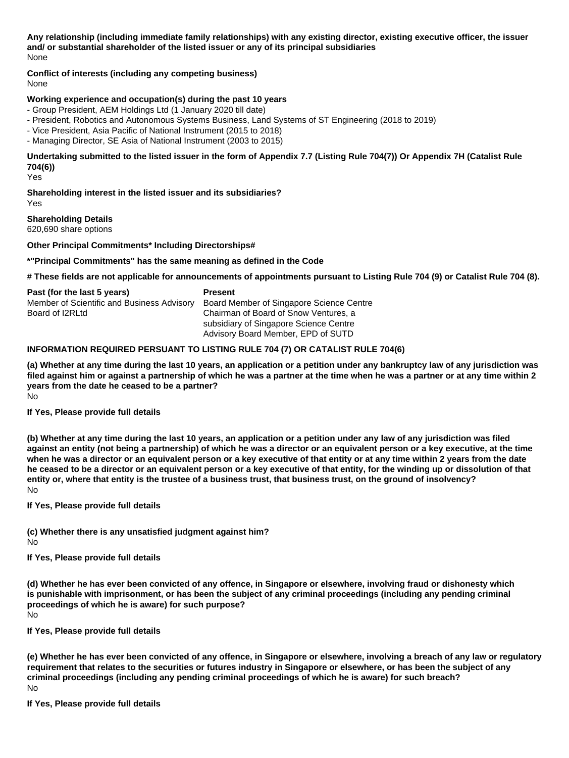**Any relationship (including immediate family relationships) with any existing director, existing executive officer, the issuer and/ or substantial shareholder of the listed issuer or any of its principal subsidiaries**
None

**Conflict of interests (including any competing business)**
None

**Working experience and occupation(s) during the past 10 years**
- Group President, AEM Holdings Ltd (1 January 2020 till date)
- President, Robotics and Autonomous Systems Business, Land Systems of ST Engineering (2018 to 2019)
- Vice President, Asia Pacific of National Instrument (2015 to 2018)
- Managing Director, SE Asia of National Instrument (2003 to 2015)

**Undertaking submitted to the listed issuer in the form of Appendix 7.7 (Listing Rule 704(7)) Or Appendix 7H (Catalist Rule 704(6))**
Yes

**Shareholding interest in the listed issuer and its subsidiaries?**
Yes

**Shareholding Details**
620,690 share options

**Other Principal Commitments* Including Directorships#**

**\*"Principal Commitments" has the same meaning as defined in the Code**

**# These fields are not applicable for announcements of appointments pursuant to Listing Rule 704 (9) or Catalist Rule 704 (8).**

| Past (for the last 5 years) | Present |
|---|---|
| Member of Scientific and Business Advisory Board of I2RLtd | Board Member of Singapore Science Centre<br>Chairman of Board of Snow Ventures, a subsidiary of Singapore Science Centre<br>Advisory Board Member, EPD of SUTD |

**INFORMATION REQUIRED PERSUANT TO LISTING RULE 704 (7) OR CATALIST RULE 704(6)**

**(a) Whether at any time during the last 10 years, an application or a petition under any bankruptcy law of any jurisdiction was filed against him or against a partnership of which he was a partner at the time when he was a partner or at any time within 2 years from the date he ceased to be a partner?**
No

**If Yes, Please provide full details**

**(b) Whether at any time during the last 10 years, an application or a petition under any law of any jurisdiction was filed against an entity (not being a partnership) of which he was a director or an equivalent person or a key executive, at the time when he was a director or an equivalent person or a key executive of that entity or at any time within 2 years from the date he ceased to be a director or an equivalent person or a key executive of that entity, for the winding up or dissolution of that entity or, where that entity is the trustee of a business trust, that business trust, on the ground of insolvency?**
No

**If Yes, Please provide full details**

**(c) Whether there is any unsatisfied judgment against him?**
No

**If Yes, Please provide full details**

**(d) Whether he has ever been convicted of any offence, in Singapore or elsewhere, involving fraud or dishonesty which is punishable with imprisonment, or has been the subject of any criminal proceedings (including any pending criminal proceedings of which he is aware) for such purpose?**
No

**If Yes, Please provide full details**

**(e) Whether he has ever been convicted of any offence, in Singapore or elsewhere, involving a breach of any law or regulatory requirement that relates to the securities or futures industry in Singapore or elsewhere, or has been the subject of any criminal proceedings (including any pending criminal proceedings of which he is aware) for such breach?**
No

**If Yes, Please provide full details**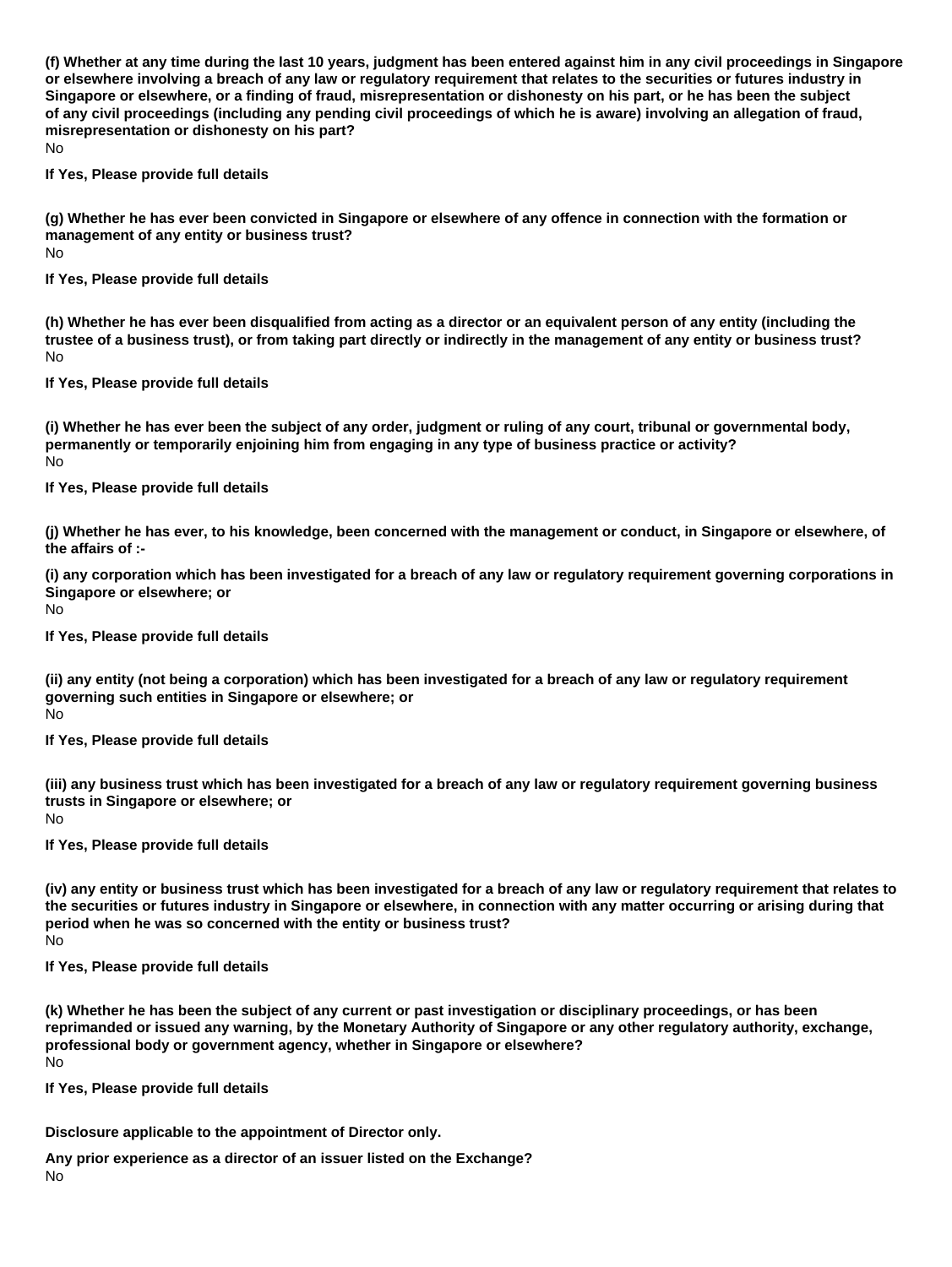**(f) Whether at any time during the last 10 years, judgment has been entered against him in any civil proceedings in Singapore or elsewhere involving a breach of any law or regulatory requirement that relates to the securities or futures industry in Singapore or elsewhere, or a finding of fraud, misrepresentation or dishonesty on his part, or he has been the subject of any civil proceedings (including any pending civil proceedings of which he is aware) involving an allegation of fraud, misrepresentation or dishonesty on his part?**

No

**If Yes, Please provide full details**

**(g) Whether he has ever been convicted in Singapore or elsewhere of any offence in connection with the formation or management of any entity or business trust?**

No

**If Yes, Please provide full details**

**(h) Whether he has ever been disqualified from acting as a director or an equivalent person of any entity (including the trustee of a business trust), or from taking part directly or indirectly in the management of any entity or business trust?**

No

**If Yes, Please provide full details**

**(i) Whether he has ever been the subject of any order, judgment or ruling of any court, tribunal or governmental body, permanently or temporarily enjoining him from engaging in any type of business practice or activity?**

No

**If Yes, Please provide full details**

**(j) Whether he has ever, to his knowledge, been concerned with the management or conduct, in Singapore or elsewhere, of the affairs of :-**

**(i) any corporation which has been investigated for a breach of any law or regulatory requirement governing corporations in Singapore or elsewhere; or**

No

**If Yes, Please provide full details**

**(ii) any entity (not being a corporation) which has been investigated for a breach of any law or regulatory requirement governing such entities in Singapore or elsewhere; or**

No

**If Yes, Please provide full details**

**(iii) any business trust which has been investigated for a breach of any law or regulatory requirement governing business trusts in Singapore or elsewhere; or**

No

**If Yes, Please provide full details**

**(iv) any entity or business trust which has been investigated for a breach of any law or regulatory requirement that relates to the securities or futures industry in Singapore or elsewhere, in connection with any matter occurring or arising during that period when he was so concerned with the entity or business trust?**

No

**If Yes, Please provide full details**

**(k) Whether he has been the subject of any current or past investigation or disciplinary proceedings, or has been reprimanded or issued any warning, by the Monetary Authority of Singapore or any other regulatory authority, exchange, professional body or government agency, whether in Singapore or elsewhere?**

No

**If Yes, Please provide full details**

**Disclosure applicable to the appointment of Director only.**

**Any prior experience as a director of an issuer listed on the Exchange?**

No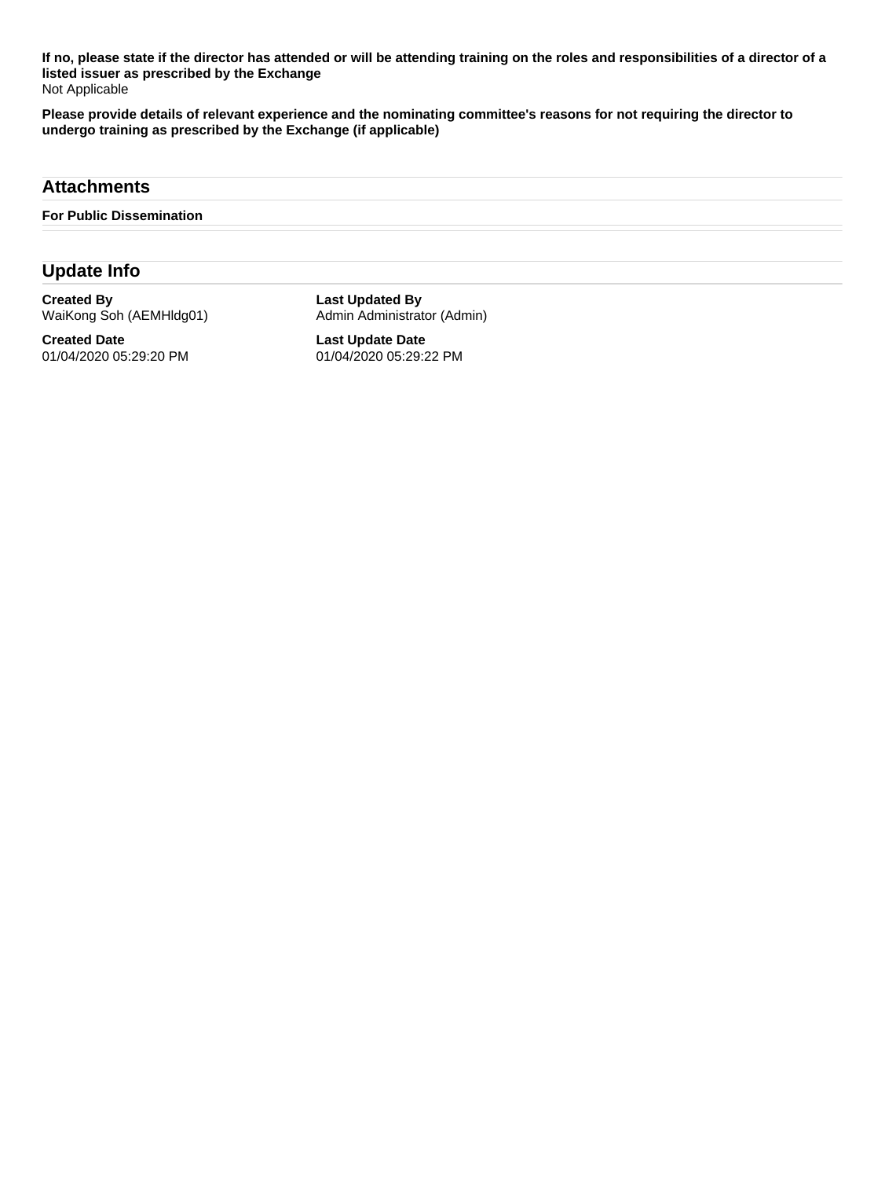**If no, please state if the director has attended or will be attending training on the roles and responsibilities of a director of a listed issuer as prescribed by the Exchange**
Not Applicable

**Please provide details of relevant experience and the nominating committee's reasons for not requiring the director to undergo training as prescribed by the Exchange (if applicable)**

## Attachments

**For Public Dissemination**

## Update Info

**Created By**
WaiKong Soh (AEMHldg01)

**Created Date**
01/04/2020 05:29:20 PM

**Last Updated By**
Admin Administrator (Admin)

**Last Update Date**
01/04/2020 05:29:22 PM